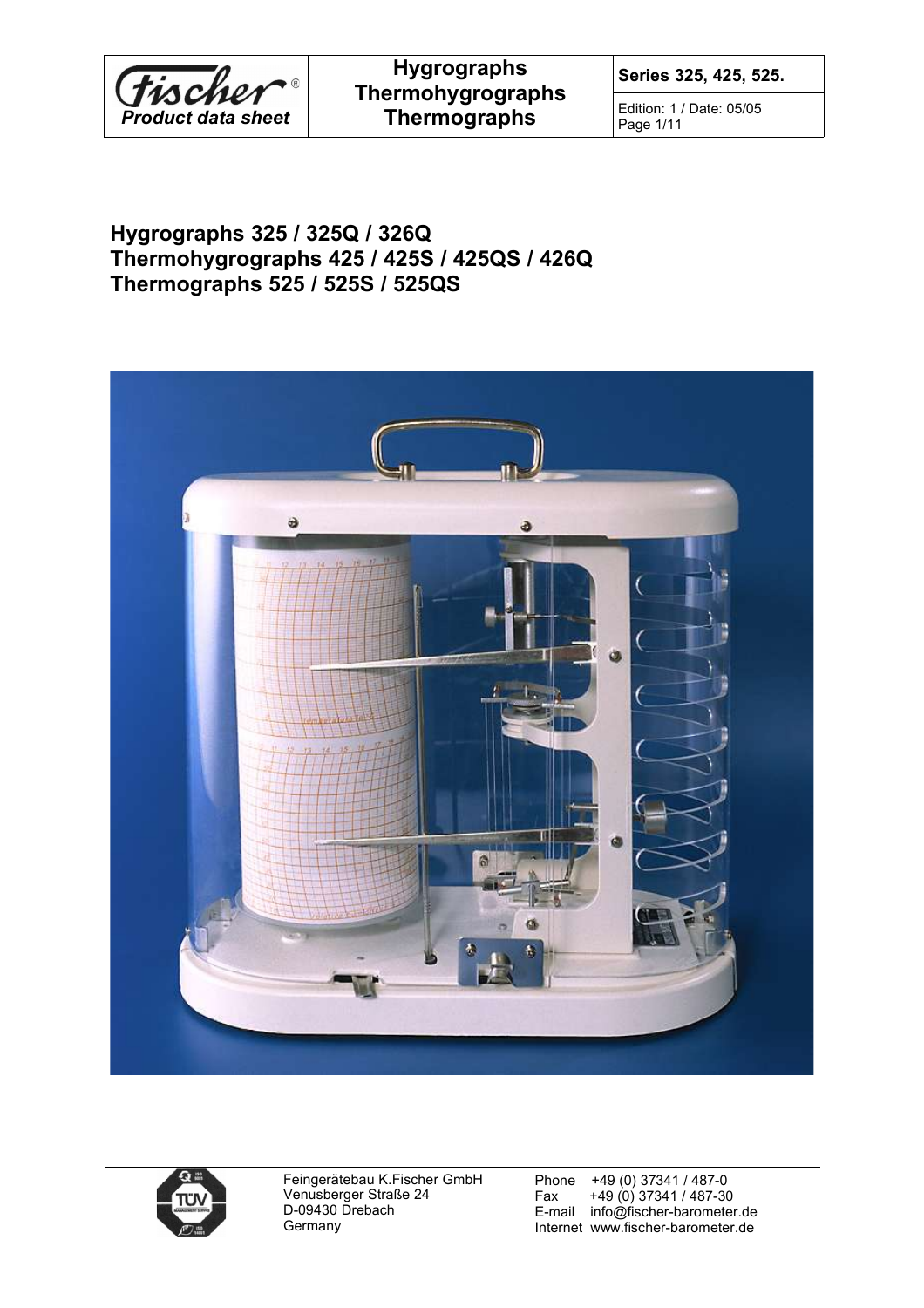# Hygrographs 325 / 325Q / 326Q
# Thermohygrographs 425 / 425S / 425QS / 426Q
# Thermographs 525 / 525S / 525QS

Feingerätebau K.Fischer GmbH
Venusberger Straße 24
D-09430 Drebach
Germany

Phone +49 (0) 37341 / 487-0
Fax +49 (0) 37341 / 487-30
E-mail info@fischer-barometer.de
Internet www.fischer-barometer.de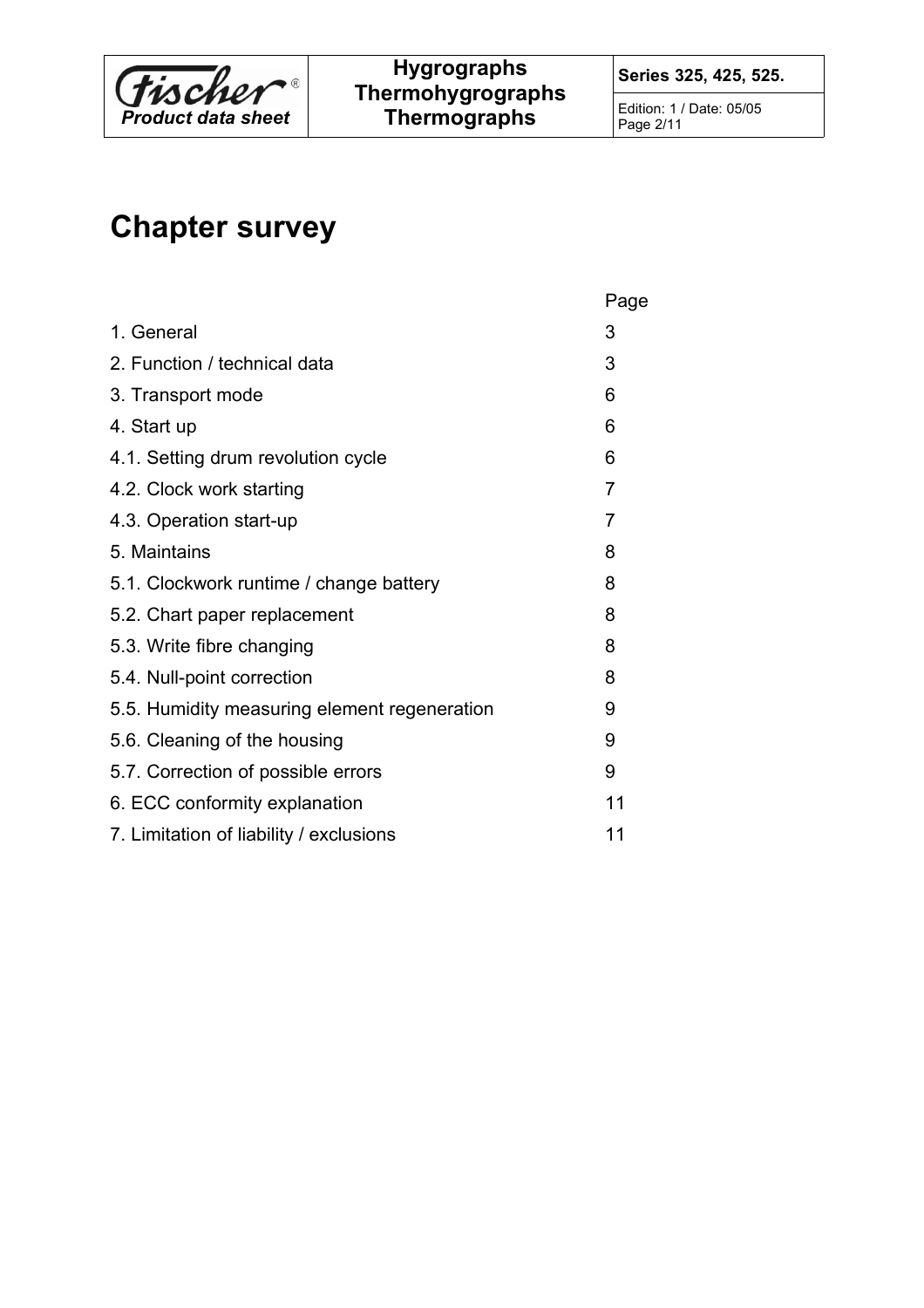# Chapter survey

| | Page |
|---|---|
| 1. General | 3 |
| 2. Function / technical data | 3 |
| 3. Transport mode | 6 |
| 4. Start up | 6 |
| 4.1. Setting drum revolution cycle | 6 |
| 4.2. Clock work starting | 7 |
| 4.3. Operation start-up | 7 |
| 5. Maintains | 8 |
| 5.1. Clockwork runtime / change battery | 8 |
| 5.2. Chart paper replacement | 8 |
| 5.3. Write fibre changing | 8 |
| 5.4. Null-point correction | 8 |
| 5.5. Humidity measuring element regeneration | 9 |
| 5.6. Cleaning of the housing | 9 |
| 5.7. Correction of possible errors | 9 |
| 6. ECC conformity explanation | 11 |
| 7. Limitation of liability / exclusions | 11 |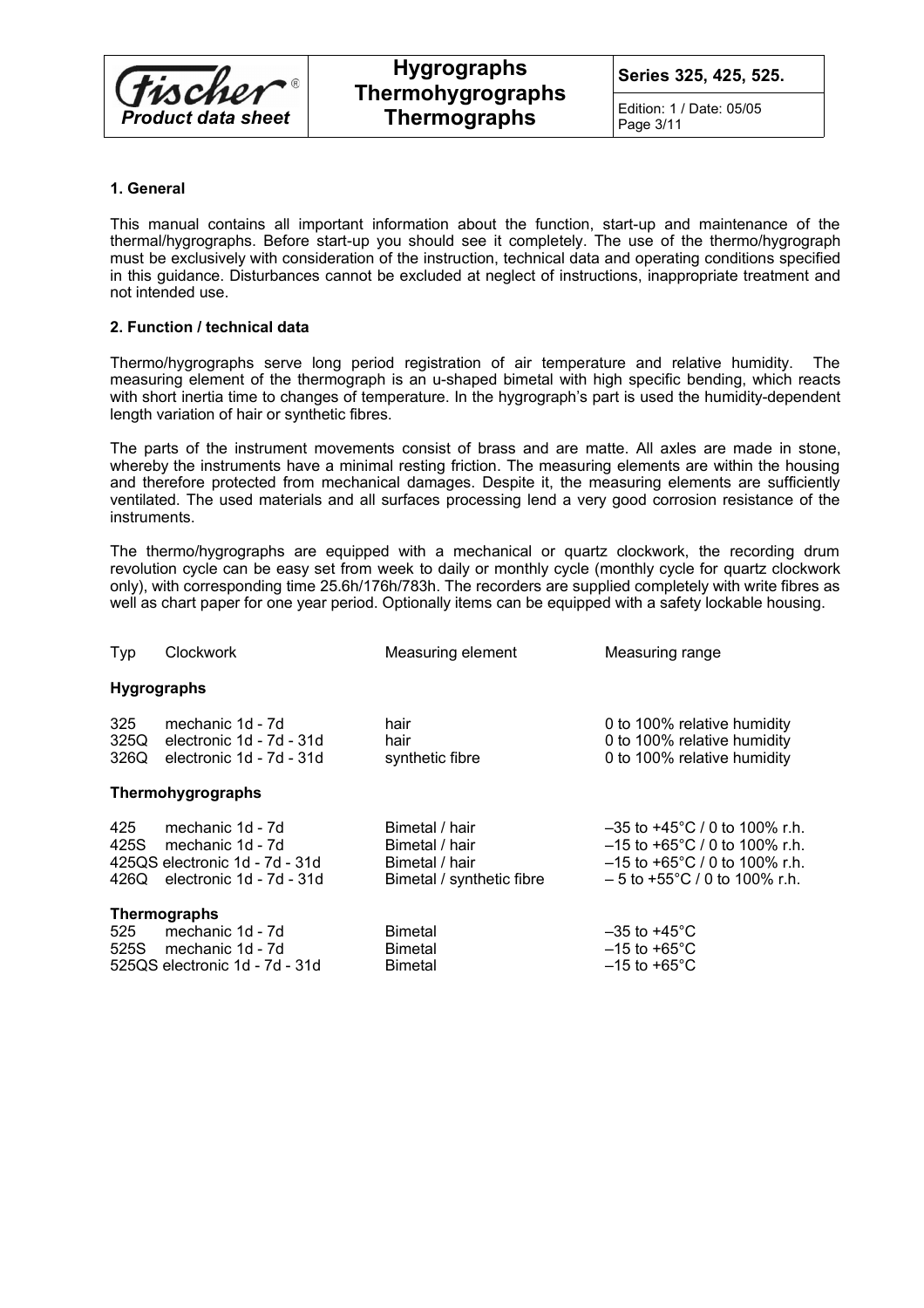### 1. General

This manual contains all important information about the function, start-up and maintenance of the thermal/hygrographs. Before start-up you should see it completely. The use of the thermo/hygrograph must be exclusively with consideration of the instruction, technical data and operating conditions specified in this guidance. Disturbances cannot be excluded at neglect of instructions, inappropriate treatment and not intended use.

### 2. Function / technical data

Thermo/hygrographs serve long period registration of air temperature and relative humidity. The measuring element of the thermograph is an u-shaped bimetal with high specific bending, which reacts with short inertia time to changes of temperature. In the hygrograph's part is used the humidity-dependent length variation of hair or synthetic fibres.

The parts of the instrument movements consist of brass and are matte. All axles are made in stone, whereby the instruments have a minimal resting friction. The measuring elements are within the housing and therefore protected from mechanical damages. Despite it, the measuring elements are sufficiently ventilated. The used materials and all surfaces processing lend a very good corrosion resistance of the instruments.

The thermo/hygrographs are equipped with a mechanical or quartz clockwork, the recording drum revolution cycle can be easy set from week to daily or monthly cycle (monthly cycle for quartz clockwork only), with corresponding time 25.6h/176h/783h. The recorders are supplied completely with write fibres as well as chart paper for one year period. Optionally items can be equipped with a safety lockable housing.

| Typ | Clockwork | Measuring element | Measuring range |
|---|---|---|---|
| **Hygrographs** | | | |
| 325 | mechanic 1d - 7d | hair | 0 to 100% relative humidity |
| 325Q | electronic 1d - 7d - 31d | hair | 0 to 100% relative humidity |
| 326Q | electronic 1d - 7d - 31d | synthetic fibre | 0 to 100% relative humidity |
| **Thermohygrographs** | | | |
| 425 | mechanic 1d - 7d | Bimetal / hair | –35 to +45°C / 0 to 100% r.h. |
| 425S | mechanic 1d - 7d | Bimetal / hair | –15 to +65°C / 0 to 100% r.h. |
| 425QS | electronic 1d - 7d - 31d | Bimetal / hair | –15 to +65°C / 0 to 100% r.h. |
| 426Q | electronic 1d - 7d - 31d | Bimetal / synthetic fibre | – 5 to +55°C / 0 to 100% r.h. |
| **Thermographs** | | | |
| 525 | mechanic 1d - 7d | Bimetal | –35 to +45°C |
| 525S | mechanic 1d - 7d | Bimetal | –15 to +65°C |
| 525QS | electronic 1d - 7d - 31d | Bimetal | –15 to +65°C |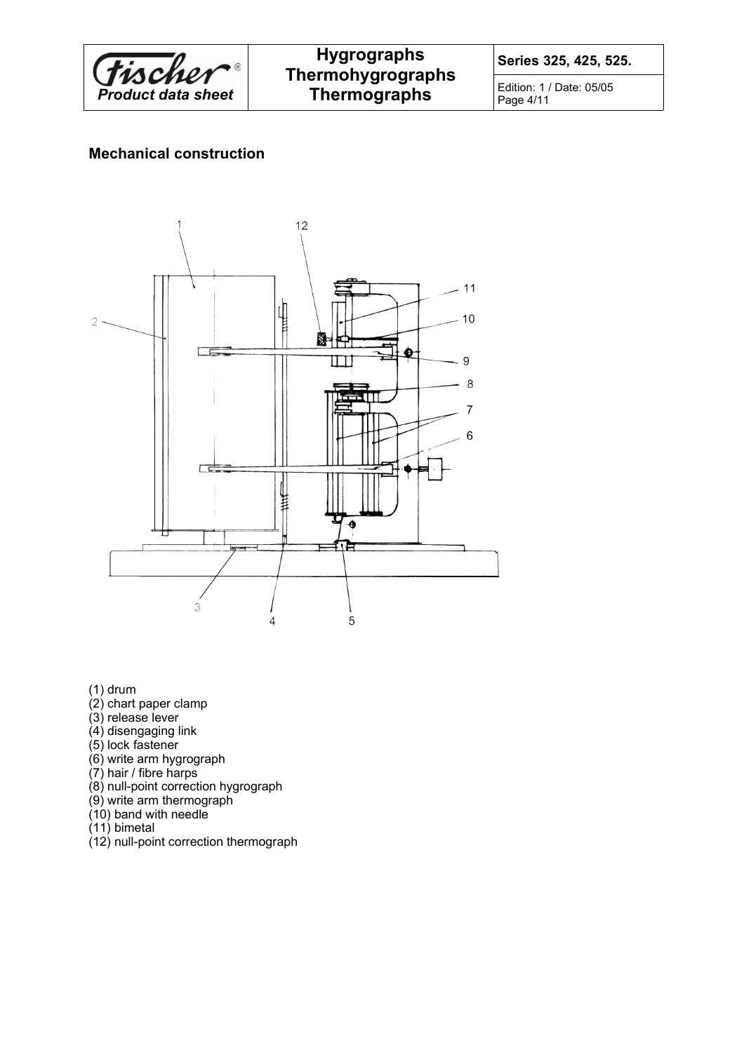## Mechanical construction

1
12
11
10
2
9
8
7
6
3
4
5

(1) drum
(2) chart paper clamp
(3) release lever
(4) disengaging link
(5) lock fastener
(6) write arm hygrograph
(7) hair / fibre harps
(8) null-point correction hygrograph
(9) write arm thermograph
(10) band with needle
(11) bimetal
(12) null-point correction thermograph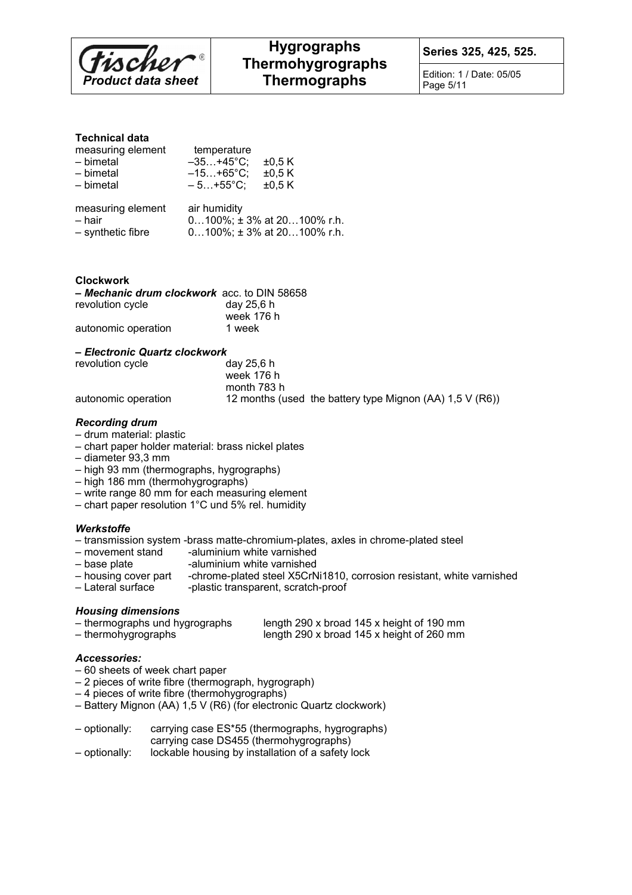### Technical data

| | | |
|---|---|---|
| measuring element | temperature | |
| – bimetal | –35…+45°C; | ±0,5 K |
| – bimetal | –15…+65°C; | ±0,5 K |
| – bimetal | – 5…+55°C; | ±0,5 K |

| | |
|---|---|
| measuring element | air humidity |
| – hair | 0…100%; ± 3% at 20…100% r.h. |
| – synthetic fibre | 0…100%; ± 3% at 20…100% r.h. |

### Clockwork

***– Mechanic drum clockwork*** acc. to DIN 58658

| | |
|---|---|
| revolution cycle | day 25,6 h |
| | week 176 h |
| autonomic operation | 1 week |

***– Electronic Quartz clockwork***

| | |
|---|---|
| revolution cycle | day 25,6 h |
| | week 176 h |
| | month 783 h |
| autonomic operation | 12 months (used the battery type Mignon (AA) 1,5 V (R6)) |

### *Recording drum*

- drum material: plastic
- chart paper holder material: brass nickel plates
- diameter 93,3 mm
- high 93 mm (thermographs, hygrographs)
- high 186 mm (thermohygrographs)
- write range 80 mm for each measuring element
- chart paper resolution 1°C und 5% rel. humidity

### *Werkstoffe*

- transmission system -brass matte-chromium-plates, axles in chrome-plated steel
- movement stand -aluminium white varnished
- base plate -aluminium white varnished
- housing cover part -chrome-plated steel X5CrNi1810, corrosion resistant, white varnished
- Lateral surface -plastic transparent, scratch-proof

### *Housing dimensions*

| | |
|---|---|
| – thermographs und hygrographs | length 290 x broad 145 x height of 190 mm |
| – thermohygrographs | length 290 x broad 145 x height of 260 mm |

### *Accessories:*

- 60 sheets of week chart paper
- 2 pieces of write fibre (thermograph, hygrograph)
- 4 pieces of write fibre (thermohygrographs)
- Battery Mignon (AA) 1,5 V (R6) (for electronic Quartz clockwork)

- optionally: carrying case ES*55 (thermographs, hygrographs)
  carrying case DS455 (thermohygrographs)
- optionally: lockable housing by installation of a safety lock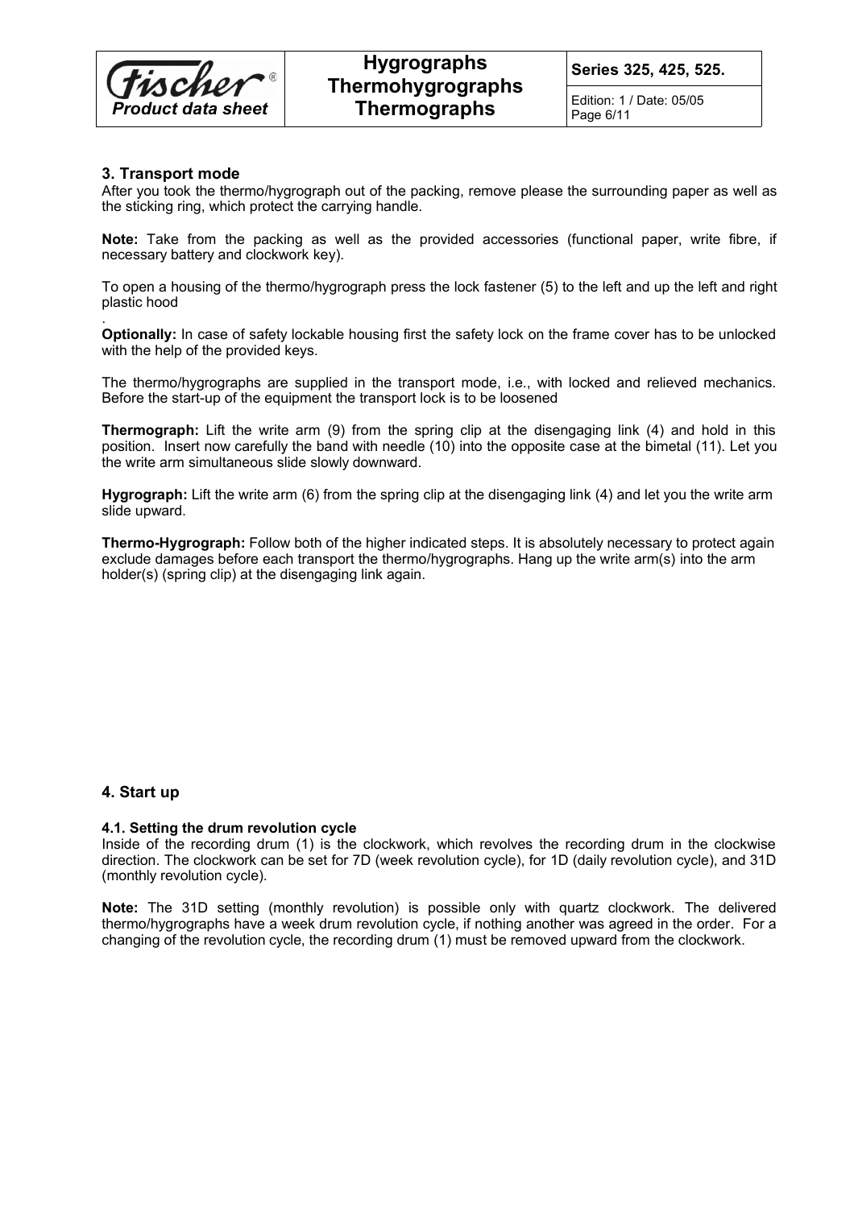## 3. Transport mode

After you took the thermo/hygrograph out of the packing, remove please the surrounding paper as well as the sticking ring, which protect the carrying handle.

**Note:** Take from the packing as well as the provided accessories (functional paper, write fibre, if necessary battery and clockwork key).

To open a housing of the thermo/hygrograph press the lock fastener (5) to the left and up the left and right plastic hood

.
**Optionally:** In case of safety lockable housing first the safety lock on the frame cover has to be unlocked with the help of the provided keys.

The thermo/hygrographs are supplied in the transport mode, i.e., with locked and relieved mechanics. Before the start-up of the equipment the transport lock is to be loosened

**Thermograph:** Lift the write arm (9) from the spring clip at the disengaging link (4) and hold in this position. Insert now carefully the band with needle (10) into the opposite case at the bimetal (11). Let you the write arm simultaneous slide slowly downward.

**Hygrograph:** Lift the write arm (6) from the spring clip at the disengaging link (4) and let you the write arm slide upward.

**Thermo-Hygrograph:** Follow both of the higher indicated steps. It is absolutely necessary to protect again exclude damages before each transport the thermo/hygrographs. Hang up the write arm(s) into the arm holder(s) (spring clip) at the disengaging link again.

## 4. Start up

### 4.1. Setting the drum revolution cycle

Inside of the recording drum (1) is the clockwork, which revolves the recording drum in the clockwise direction. The clockwork can be set for 7D (week revolution cycle), for 1D (daily revolution cycle), and 31D (monthly revolution cycle).

**Note:** The 31D setting (monthly revolution) is possible only with quartz clockwork. The delivered thermo/hygrographs have a week drum revolution cycle, if nothing another was agreed in the order. For a changing of the revolution cycle, the recording drum (1) must be removed upward from the clockwork.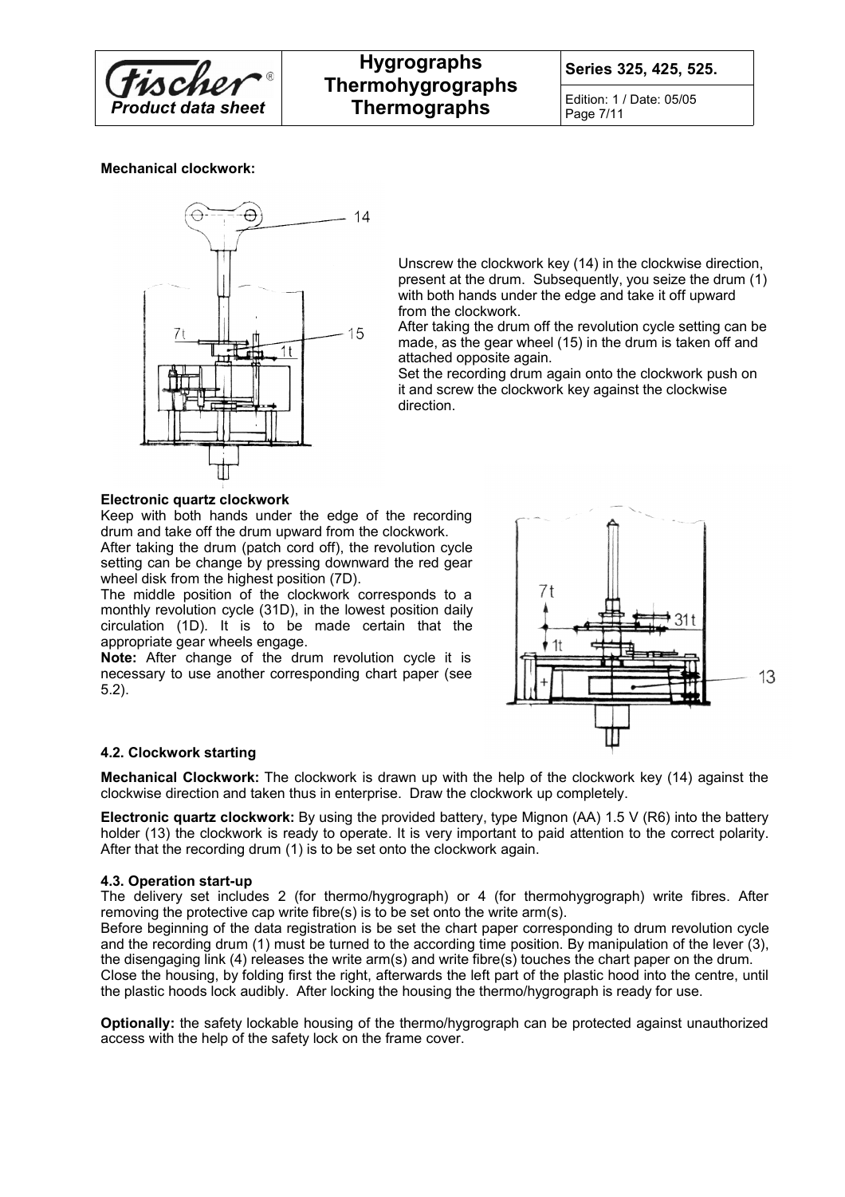**Mechanical clockwork:**

14

7t

15

1t

Unscrew the clockwork key (14) in the clockwise direction, present at the drum. Subsequently, you seize the drum (1) with both hands under the edge and take it off upward from the clockwork.

After taking the drum off the revolution cycle setting can be made, as the gear wheel (15) in the drum is taken off and attached opposite again.

Set the recording drum again onto the clockwork push on it and screw the clockwork key against the clockwise direction.

**Electronic quartz clockwork**

Keep with both hands under the edge of the recording drum and take off the drum upward from the clockwork.

After taking the drum (patch cord off), the revolution cycle setting can be change by pressing downward the red gear wheel disk from the highest position (7D).

The middle position of the clockwork corresponds to a monthly revolution cycle (31D), in the lowest position daily circulation (1D). It is to be made certain that the appropriate gear wheels engage.

**Note:** After change of the drum revolution cycle it is necessary to use another corresponding chart paper (see 5.2).

7t

31t

1t

13

#### 4.2. Clockwork starting

**Mechanical Clockwork:** The clockwork is drawn up with the help of the clockwork key (14) against the clockwise direction and taken thus in enterprise. Draw the clockwork up completely.

**Electronic quartz clockwork:** By using the provided battery, type Mignon (AA) 1.5 V (R6) into the battery holder (13) the clockwork is ready to operate. It is very important to paid attention to the correct polarity. After that the recording drum (1) is to be set onto the clockwork again.

#### 4.3. Operation start-up

The delivery set includes 2 (for thermo/hygrograph) or 4 (for thermohygrograph) write fibres. After removing the protective cap write fibre(s) is to be set onto the write arm(s).

Before beginning of the data registration is be set the chart paper corresponding to drum revolution cycle and the recording drum (1) must be turned to the according time position. By manipulation of the lever (3), the disengaging link (4) releases the write arm(s) and write fibre(s) touches the chart paper on the drum.

Close the housing, by folding first the right, afterwards the left part of the plastic hood into the centre, until the plastic hoods lock audibly. After locking the housing the thermo/hygrograph is ready for use.

**Optionally:** the safety lockable housing of the thermo/hygrograph can be protected against unauthorized access with the help of the safety lock on the frame cover.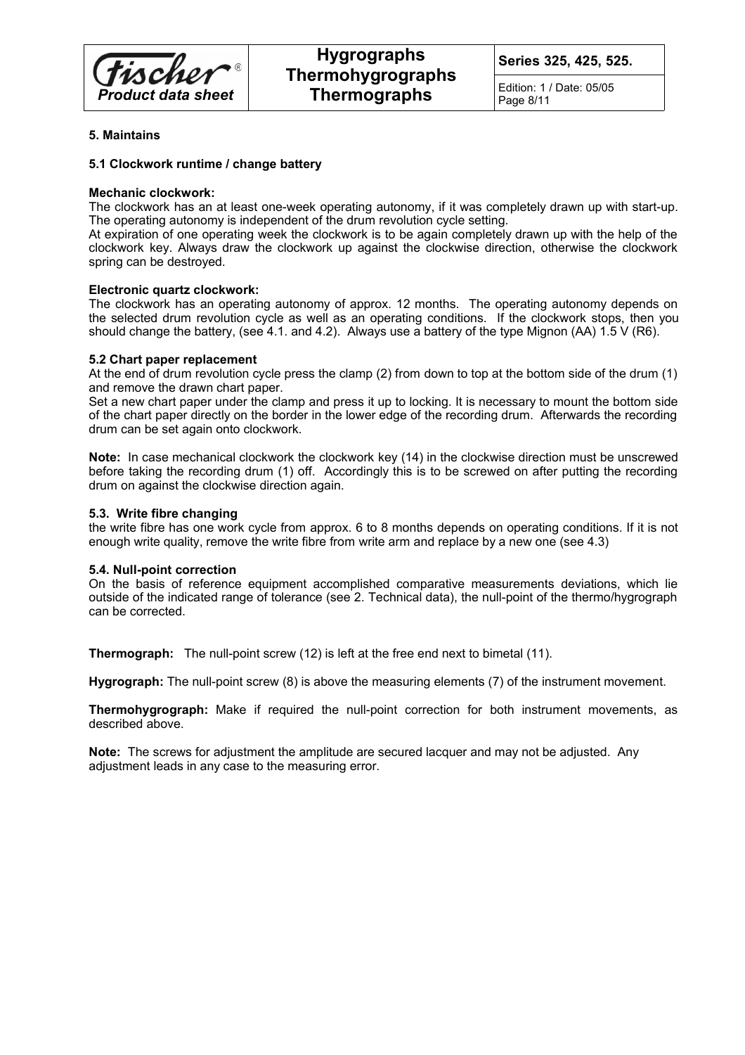# 5. Maintains

## 5.1 Clockwork runtime / change battery

**Mechanic clockwork:**
The clockwork has an at least one-week operating autonomy, if it was completely drawn up with start-up. The operating autonomy is independent of the drum revolution cycle setting.
At expiration of one operating week the clockwork is to be again completely drawn up with the help of the clockwork key. Always draw the clockwork up against the clockwise direction, otherwise the clockwork spring can be destroyed.

**Electronic quartz clockwork:**
The clockwork has an operating autonomy of approx. 12 months. The operating autonomy depends on the selected drum revolution cycle as well as an operating conditions. If the clockwork stops, then you should change the battery, (see 4.1. and 4.2). Always use a battery of the type Mignon (AA) 1.5 V (R6).

## 5.2 Chart paper replacement

At the end of drum revolution cycle press the clamp (2) from down to top at the bottom side of the drum (1) and remove the drawn chart paper.
Set a new chart paper under the clamp and press it up to locking. It is necessary to mount the bottom side of the chart paper directly on the border in the lower edge of the recording drum. Afterwards the recording drum can be set again onto clockwork.

**Note:** In case mechanical clockwork the clockwork key (14) in the clockwise direction must be unscrewed before taking the recording drum (1) off. Accordingly this is to be screwed on after putting the recording drum on against the clockwise direction again.

## 5.3. Write fibre changing

the write fibre has one work cycle from approx. 6 to 8 months depends on operating conditions. If it is not enough write quality, remove the write fibre from write arm and replace by a new one (see 4.3)

## 5.4. Null-point correction

On the basis of reference equipment accomplished comparative measurements deviations, which lie outside of the indicated range of tolerance (see 2. Technical data), the null-point of the thermo/hygrograph can be corrected.

**Thermograph:** The null-point screw (12) is left at the free end next to bimetal (11).

**Hygrograph:** The null-point screw (8) is above the measuring elements (7) of the instrument movement.

**Thermohygrograph:** Make if required the null-point correction for both instrument movements, as described above.

**Note:** The screws for adjustment the amplitude are secured lacquer and may not be adjusted. Any adjustment leads in any case to the measuring error.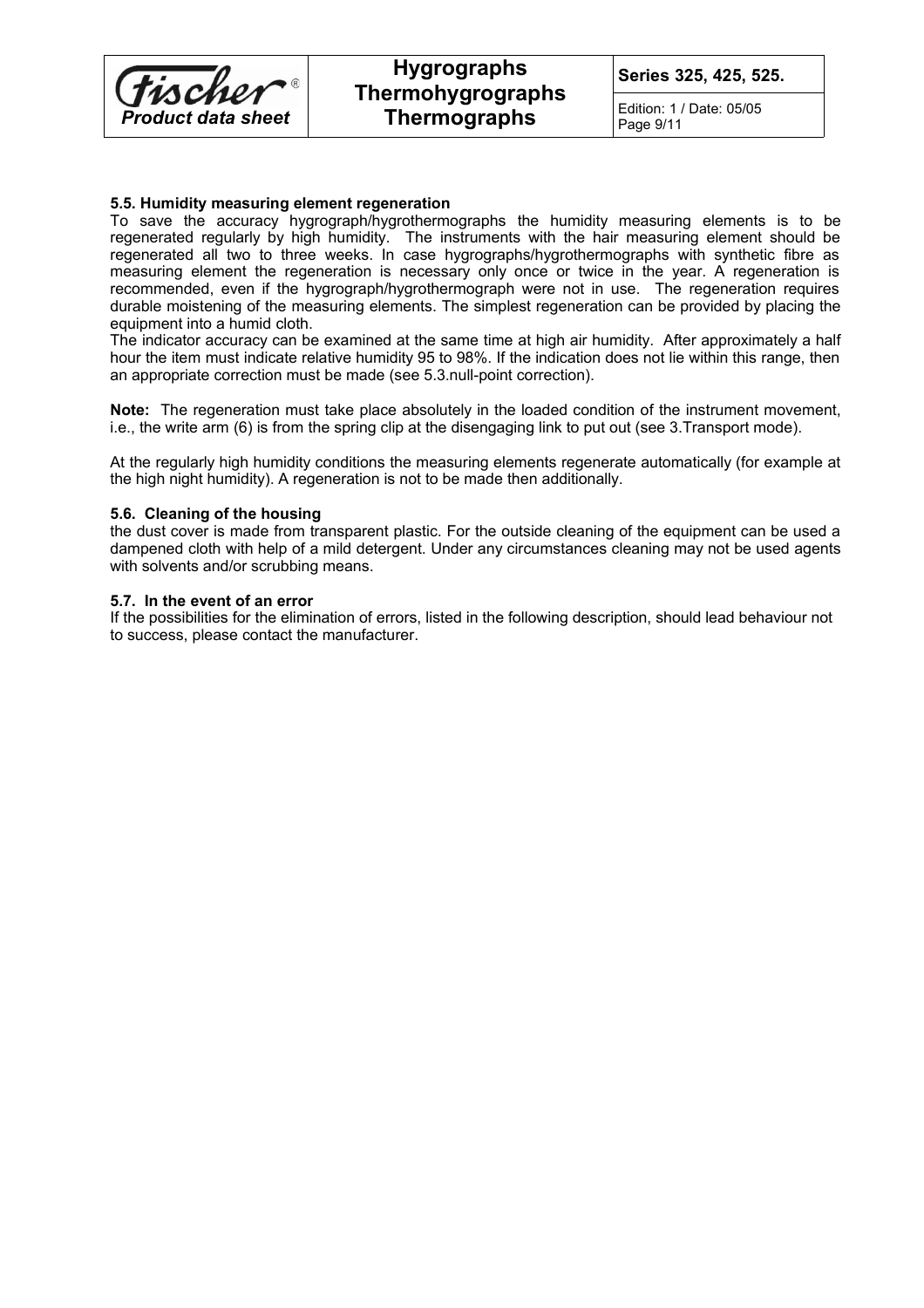#### 5.5. Humidity measuring element regeneration

To save the accuracy hygrograph/hygrothermographs the humidity measuring elements is to be regenerated regularly by high humidity. The instruments with the hair measuring element should be regenerated all two to three weeks. In case hygrographs/hygrothermographs with synthetic fibre as measuring element the regeneration is necessary only once or twice in the year. A regeneration is recommended, even if the hygrograph/hygrothermograph were not in use. The regeneration requires durable moistening of the measuring elements. The simplest regeneration can be provided by placing the equipment into a humid cloth.

The indicator accuracy can be examined at the same time at high air humidity. After approximately a half hour the item must indicate relative humidity 95 to 98%. If the indication does not lie within this range, then an appropriate correction must be made (see 5.3.null-point correction).

**Note:** The regeneration must take place absolutely in the loaded condition of the instrument movement, i.e., the write arm (6) is from the spring clip at the disengaging link to put out (see 3.Transport mode).

At the regularly high humidity conditions the measuring elements regenerate automatically (for example at the high night humidity). A regeneration is not to be made then additionally.

#### 5.6. Cleaning of the housing

the dust cover is made from transparent plastic. For the outside cleaning of the equipment can be used a dampened cloth with help of a mild detergent. Under any circumstances cleaning may not be used agents with solvents and/or scrubbing means.

#### 5.7. In the event of an error

If the possibilities for the elimination of errors, listed in the following description, should lead behaviour not to success, please contact the manufacturer.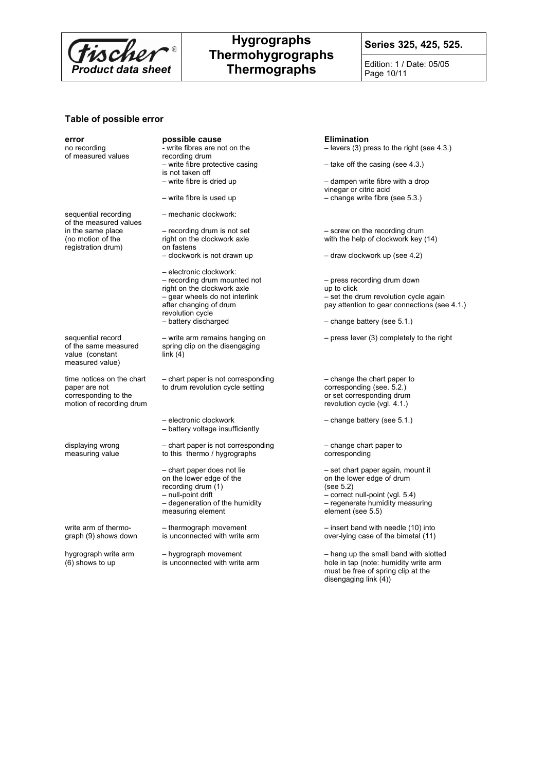## Table of possible error

| error | possible cause | Elimination |
|---|---|---|
| no recording of measured values | - write fibres are not on the recording drum | – levers (3) press to the right (see 4.3.) |
| | – write fibre protective casing is not taken off | – take off the casing (see 4.3.) |
| | – write fibre is dried up | – dampen write fibre with a drop vinegar or citric acid |
| | – write fibre is used up | – change write fibre (see 5.3.) |
| sequential recording of the measured values in the same place (no motion of the registration drum) | – mechanic clockwork: | |
| | – recording drum is not set right on the clockwork axle on fastens | – screw on the recording drum with the help of clockwork key (14) |
| | – clockwork is not drawn up | – draw clockwork up (see 4.2) |
| | – electronic clockwork: | |
| | – recording drum mounted not right on the clockwork axle | – press recording drum down up to click |
| | – gear wheels do not interlink after changing of drum revolution cycle | – set the drum revolution cycle again pay attention to gear connections (see 4.1.) |
| | – battery discharged | – change battery (see 5.1.) |
| sequential record of the same measured value (constant measured value) | – write arm remains hanging on spring clip on the disengaging link (4) | – press lever (3) completely to the right |
| time notices on the chart paper are not corresponding to the motion of recording drum | – chart paper is not corresponding to drum revolution cycle setting | – change the chart paper to corresponding (see. 5.2.) or set corresponding drum revolution cycle (vgl. 4.1.) |
| | – electronic clockwork – battery voltage insufficiently | – change battery (see 5.1.) |
| displaying wrong measuring value | – chart paper is not corresponding to this thermo / hygrographs | – change chart paper to corresponding |
| | – chart paper does not lie on the lower edge of the recording drum (1) | – set chart paper again, mount it on the lower edge of drum (see 5.2) |
| | – null-point drift | – correct null-point (vgl. 5.4) |
| | – degeneration of the humidity measuring element | – regenerate humidity measuring element (see 5.5) |
| write arm of thermograph (9) shows down | – thermograph movement is unconnected with write arm | – insert band with needle (10) into over-lying case of the bimetal (11) |
| hygrograph write arm (6) shows to up | – hygrograph movement is unconnected with write arm | – hang up the small band with slotted hole in tap (note: humidity write arm must be free of spring clip at the disengaging link (4)) |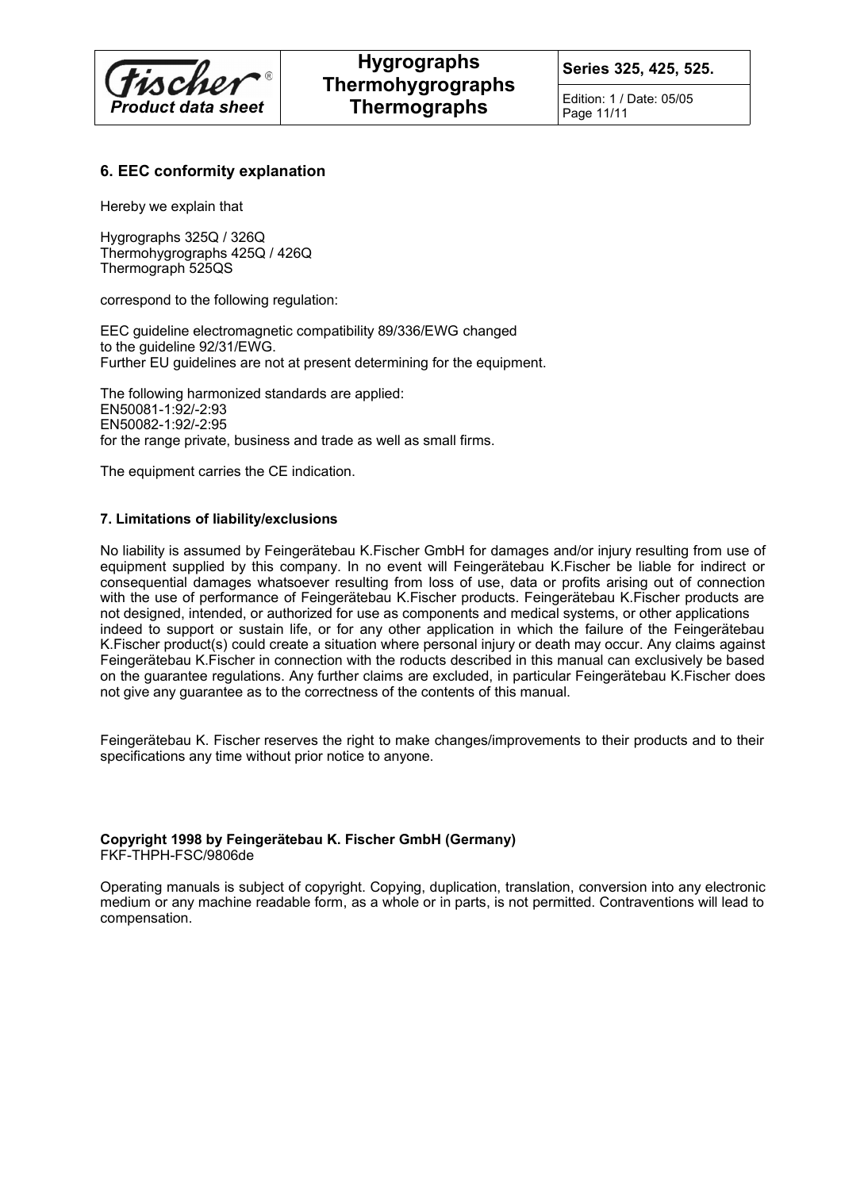## 6. EEC conformity explanation

Hereby we explain that

Hygrographs 325Q / 326Q
Thermohygrographs 425Q / 426Q
Thermograph 525QS

correspond to the following regulation:

EEC guideline electromagnetic compatibility 89/336/EWG changed
to the guideline 92/31/EWG.
Further EU guidelines are not at present determining for the equipment.

The following harmonized standards are applied:
EN50081-1:92/-2:93
EN50082-1:92/-2:95
for the range private, business and trade as well as small firms.

The equipment carries the CE indication.

## 7. Limitations of liability/exclusions

No liability is assumed by Feingerätebau K.Fischer GmbH for damages and/or injury resulting from use of equipment supplied by this company. In no event will Feingerätebau K.Fischer be liable for indirect or consequential damages whatsoever resulting from loss of use, data or profits arising out of connection with the use of performance of Feingerätebau K.Fischer products. Feingerätebau K.Fischer products are not designed, intended, or authorized for use as components and medical systems, or other applications indeed to support or sustain life, or for any other application in which the failure of the Feingerätebau K.Fischer product(s) could create a situation where personal injury or death may occur. Any claims against Feingerätebau K.Fischer in connection with the roducts described in this manual can exclusively be based on the guarantee regulations. Any further claims are excluded, in particular Feingerätebau K.Fischer does not give any guarantee as to the correctness of the contents of this manual.

Feingerätebau K. Fischer reserves the right to make changes/improvements to their products and to their specifications any time without prior notice to anyone.

**Copyright 1998 by Feingerätebau K. Fischer GmbH (Germany)**
FKF-THPH-FSC/9806de

Operating manuals is subject of copyright. Copying, duplication, translation, conversion into any electronic medium or any machine readable form, as a whole or in parts, is not permitted. Contraventions will lead to compensation.